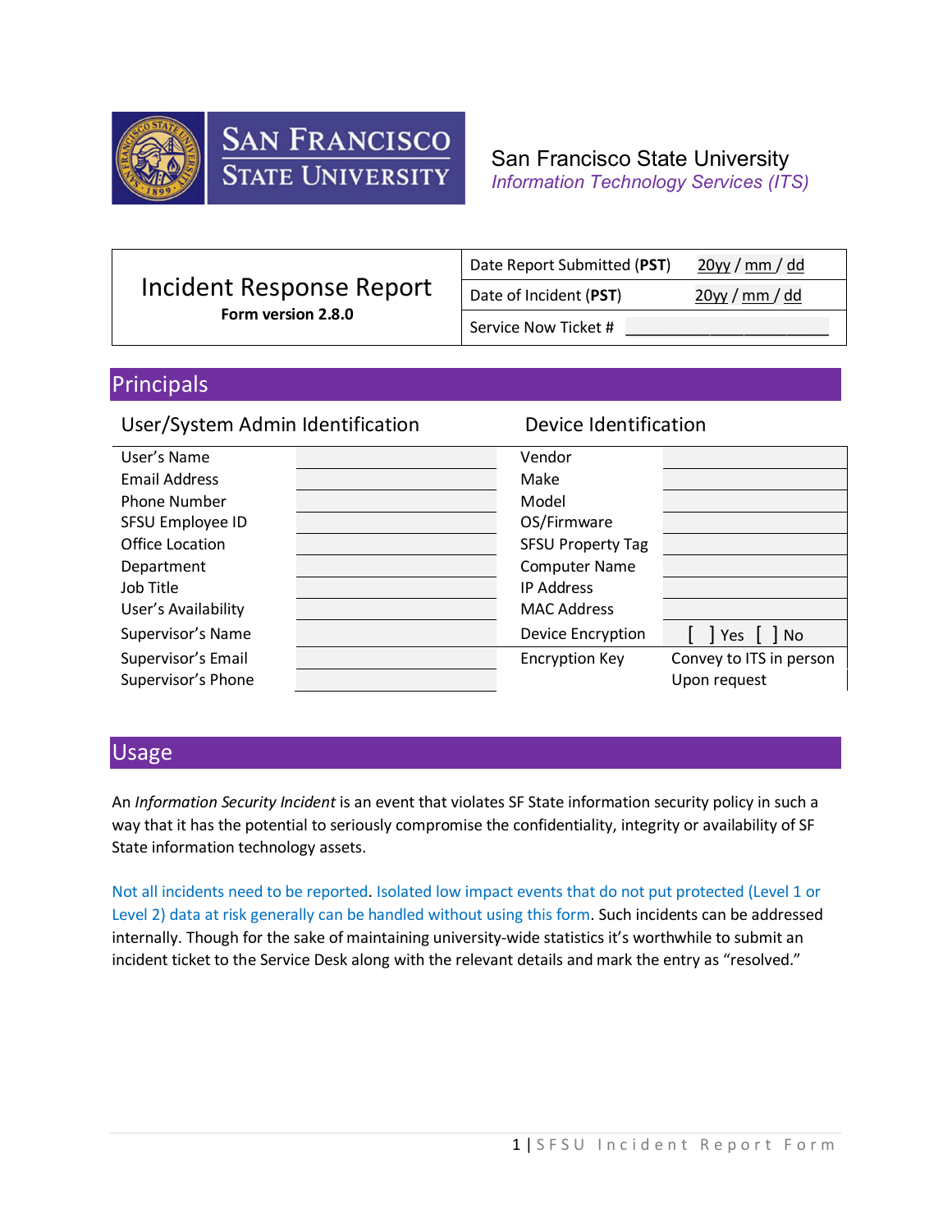San Francisco State University
*Information Technology Services (ITS)*

| | | |
|---|---|---|
| **Incident Response Report** <br> **Form version 2.8.0** | Date Report Submitted (**PST**) | 20yy / mm / dd |
| | Date of Incident (**PST**) | 20yy / mm / dd |
| | Service Now Ticket # | ________________________ |

## Principals

| User/System Admin Identification | | Device Identification | |
|---|---|---|---|
| User's Name | | Vendor | |
| Email Address | | Make | |
| Phone Number | | Model | |
| SFSU Employee ID | | OS/Firmware | |
| Office Location | | SFSU Property Tag | |
| Department | | Computer Name | |
| Job Title | | IP Address | |
| User's Availability | | MAC Address | |
| Supervisor's Name | | Device Encryption | [ ] Yes [ ] No |
| Supervisor's Email | | Encryption Key | Convey to ITS in person |
| Supervisor's Phone | | | Upon request |

## Usage

An *Information Security Incident* is an event that violates SF State information security policy in such a way that it has the potential to seriously compromise the confidentiality, integrity or availability of SF State information technology assets.

Not all incidents need to be reported. Isolated low impact events that do not put protected (Level 1 or Level 2) data at risk generally can be handled without using this form. Such incidents can be addressed internally. Though for the sake of maintaining university-wide statistics it's worthwhile to submit an incident ticket to the Service Desk along with the relevant details and mark the entry as "resolved."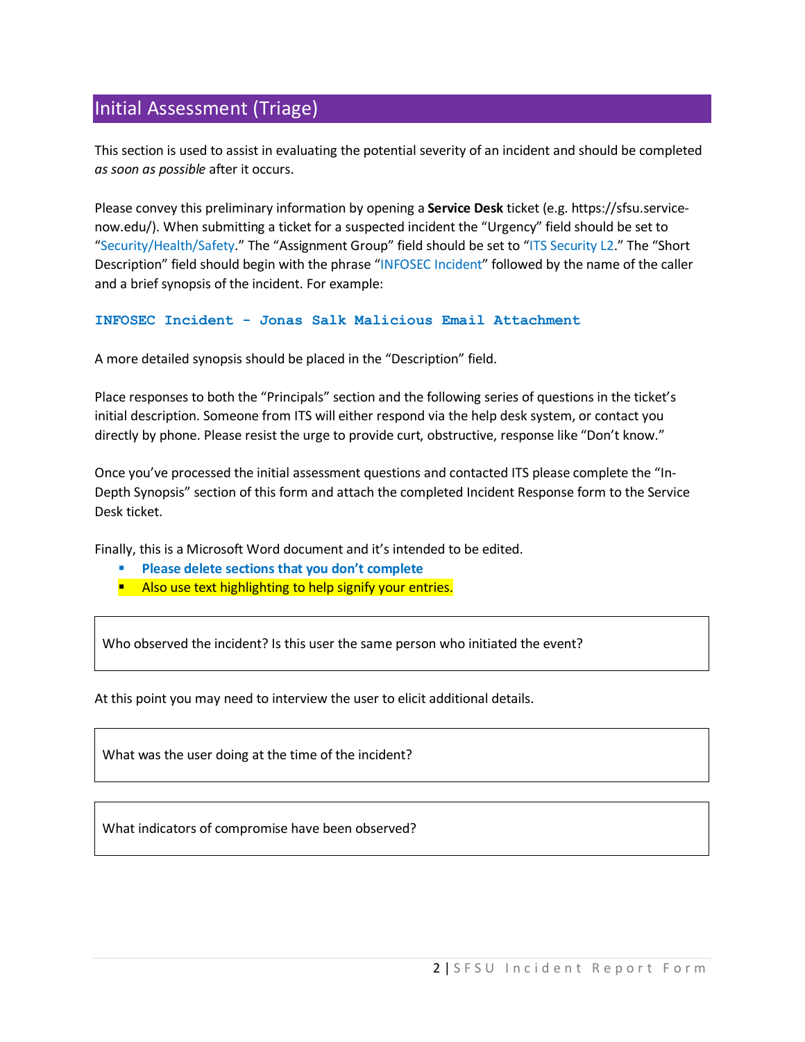## Initial Assessment (Triage)

This section is used to assist in evaluating the potential severity of an incident and should be completed *as soon as possible* after it occurs.

Please convey this preliminary information by opening a **Service Desk** ticket (e.g. https://sfsu.service-now.edu/). When submitting a ticket for a suspected incident the "Urgency" field should be set to "Security/Health/Safety." The "Assignment Group" field should be set to "ITS Security L2." The "Short Description" field should begin with the phrase "INFOSEC Incident" followed by the name of the caller and a brief synopsis of the incident. For example:

```
INFOSEC Incident - Jonas Salk Malicious Email Attachment
```

A more detailed synopsis should be placed in the "Description" field.

Place responses to both the "Principals" section and the following series of questions in the ticket's initial description. Someone from ITS will either respond via the help desk system, or contact you directly by phone. Please resist the urge to provide curt, obstructive, response like "Don't know."

Once you've processed the initial assessment questions and contacted ITS please complete the "In-Depth Synopsis" section of this form and attach the completed Incident Response form to the Service Desk ticket.

Finally, this is a Microsoft Word document and it's intended to be edited.

- **Please delete sections that you don't complete**
- Also use text highlighting to help signify your entries.

| |
|---|
| Who observed the incident? Is this user the same person who initiated the event? |

At this point you may need to interview the user to elicit additional details.

| |
|---|
| What was the user doing at the time of the incident? |

| |
|---|
| What indicators of compromise have been observed? |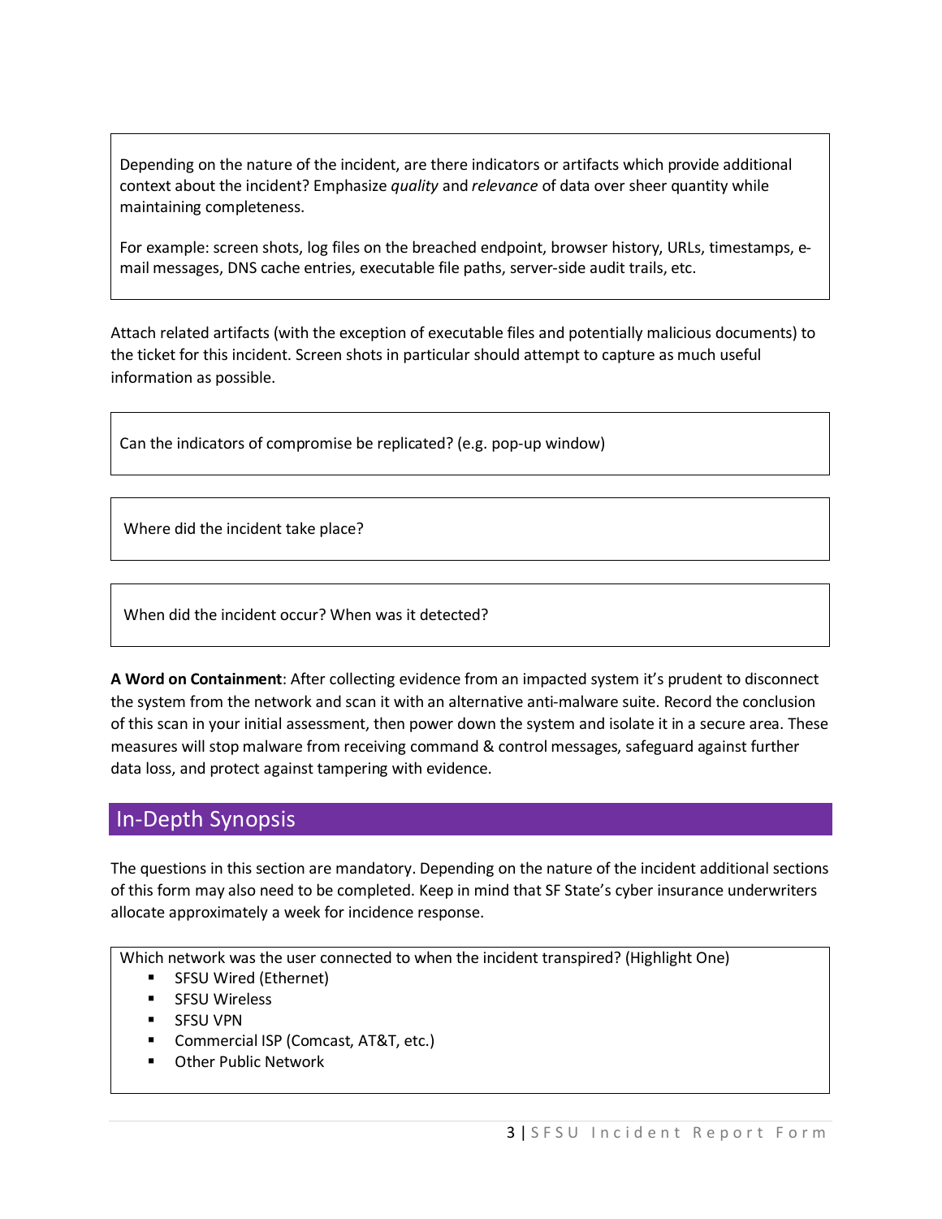Depending on the nature of the incident, are there indicators or artifacts which provide additional context about the incident? Emphasize *quality* and *relevance* of data over sheer quantity while maintaining completeness.

For example: screen shots, log files on the breached endpoint, browser history, URLs, timestamps, e-mail messages, DNS cache entries, executable file paths, server-side audit trails, etc.

Attach related artifacts (with the exception of executable files and potentially malicious documents) to the ticket for this incident. Screen shots in particular should attempt to capture as much useful information as possible.

Can the indicators of compromise be replicated? (e.g. pop-up window)

Where did the incident take place?

When did the incident occur? When was it detected?

**A Word on Containment**: After collecting evidence from an impacted system it's prudent to disconnect the system from the network and scan it with an alternative anti-malware suite. Record the conclusion of this scan in your initial assessment, then power down the system and isolate it in a secure area. These measures will stop malware from receiving command & control messages, safeguard against further data loss, and protect against tampering with evidence.

## In-Depth Synopsis

The questions in this section are mandatory. Depending on the nature of the incident additional sections of this form may also need to be completed. Keep in mind that SF State's cyber insurance underwriters allocate approximately a week for incidence response.

Which network was the user connected to when the incident transpired? (Highlight One)

- SFSU Wired (Ethernet)
- SFSU Wireless
- SFSU VPN
- Commercial ISP (Comcast, AT&T, etc.)
- Other Public Network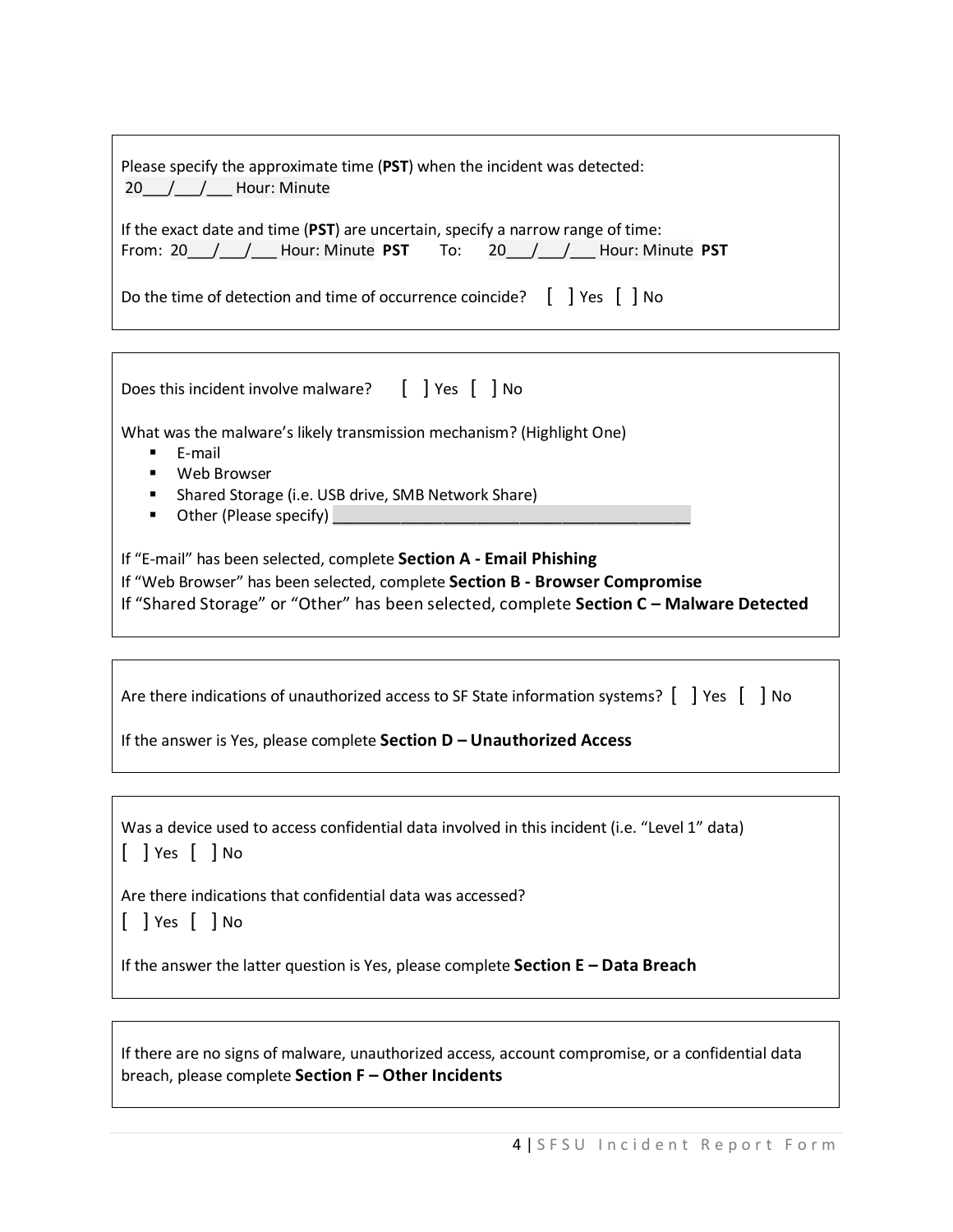Please specify the approximate time (**PST**) when the incident was detected:
20___/___/___ Hour: Minute

If the exact date and time (**PST**) are uncertain, specify a narrow range of time:
From: 20___/___/___ Hour: Minute **PST** To: 20___/___/___ Hour: Minute **PST**

Do the time of detection and time of occurrence coincide? [ ] Yes [ ] No

---

Does this incident involve malware? [ ] Yes [ ] No

What was the malware's likely transmission mechanism? (Highlight One)

- E-mail
- Web Browser
- Shared Storage (i.e. USB drive, SMB Network Share)
- Other (Please specify) ________________________________________

If "E-mail" has been selected, complete **Section A - Email Phishing**
If "Web Browser" has been selected, complete **Section B - Browser Compromise**
If "Shared Storage" or "Other" has been selected, complete **Section C – Malware Detected**

---

Are there indications of unauthorized access to SF State information systems? [ ] Yes [ ] No

If the answer is Yes, please complete **Section D – Unauthorized Access**

---

Was a device used to access confidential data involved in this incident (i.e. "Level 1" data)
[ ] Yes [ ] No

Are there indications that confidential data was accessed?
[ ] Yes [ ] No

If the answer the latter question is Yes, please complete **Section E – Data Breach**

---

If there are no signs of malware, unauthorized access, account compromise, or a confidential data breach, please complete **Section F – Other Incidents**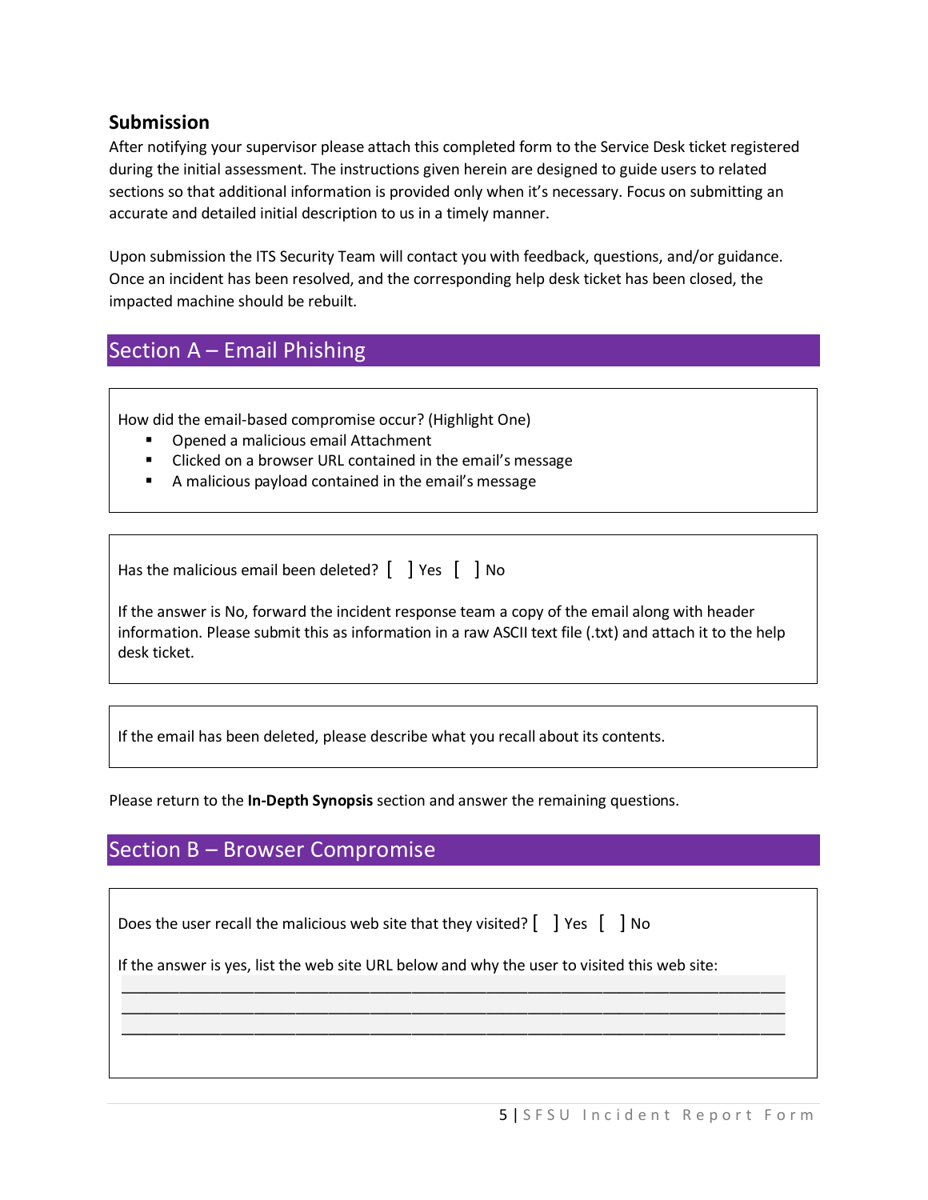### Submission

After notifying your supervisor please attach this completed form to the Service Desk ticket registered during the initial assessment. The instructions given herein are designed to guide users to related sections so that additional information is provided only when it's necessary. Focus on submitting an accurate and detailed initial description to us in a timely manner.

Upon submission the ITS Security Team will contact you with feedback, questions, and/or guidance. Once an incident has been resolved, and the corresponding help desk ticket has been closed, the impacted machine should be rebuilt.

## Section A – Email Phishing

How did the email-based compromise occur? (Highlight One)

- Opened a malicious email Attachment
- Clicked on a browser URL contained in the email's message
- A malicious payload contained in the email's message

Has the malicious email been deleted? [ ] Yes [ ] No

If the answer is No, forward the incident response team a copy of the email along with header information. Please submit this as information in a raw ASCII text file (.txt) and attach it to the help desk ticket.

If the email has been deleted, please describe what you recall about its contents.

Please return to the **In-Depth Synopsis** section and answer the remaining questions.

## Section B – Browser Compromise

Does the user recall the malicious web site that they visited? [ ] Yes [ ] No

If the answer is yes, list the web site URL below and why the user to visited this web site:

____________________________________________________________________________

____________________________________________________________________________

____________________________________________________________________________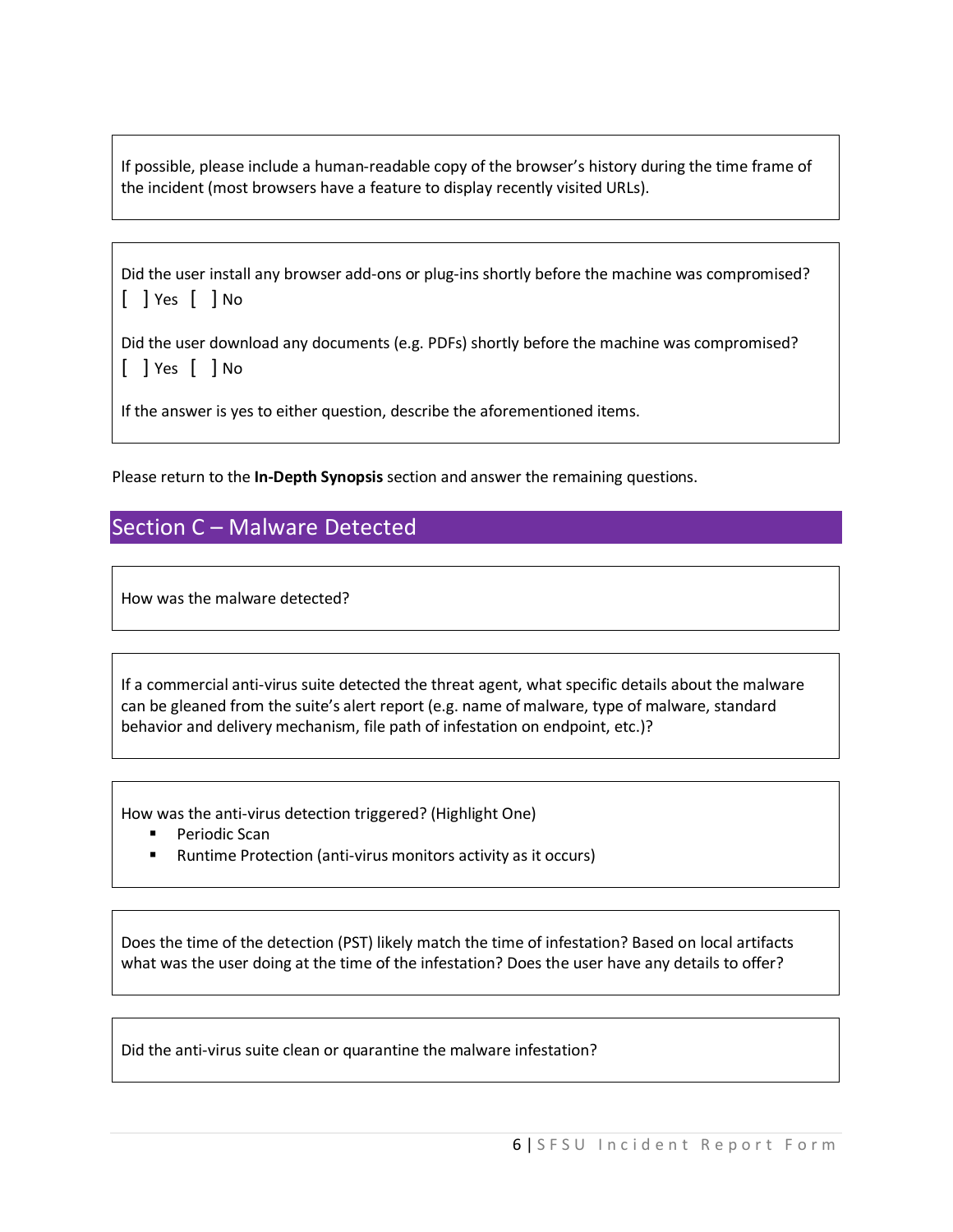If possible, please include a human-readable copy of the browser's history during the time frame of the incident (most browsers have a feature to display recently visited URLs).

Did the user install any browser add-ons or plug-ins shortly before the machine was compromised?
[ ] Yes [ ] No

Did the user download any documents (e.g. PDFs) shortly before the machine was compromised?
[ ] Yes [ ] No

If the answer is yes to either question, describe the aforementioned items.

Please return to the **In-Depth Synopsis** section and answer the remaining questions.

## Section C – Malware Detected

How was the malware detected?

If a commercial anti-virus suite detected the threat agent, what specific details about the malware can be gleaned from the suite's alert report (e.g. name of malware, type of malware, standard behavior and delivery mechanism, file path of infestation on endpoint, etc.)?

How was the anti-virus detection triggered? (Highlight One)

- Periodic Scan
- Runtime Protection (anti-virus monitors activity as it occurs)

Does the time of the detection (PST) likely match the time of infestation? Based on local artifacts what was the user doing at the time of the infestation? Does the user have any details to offer?

Did the anti-virus suite clean or quarantine the malware infestation?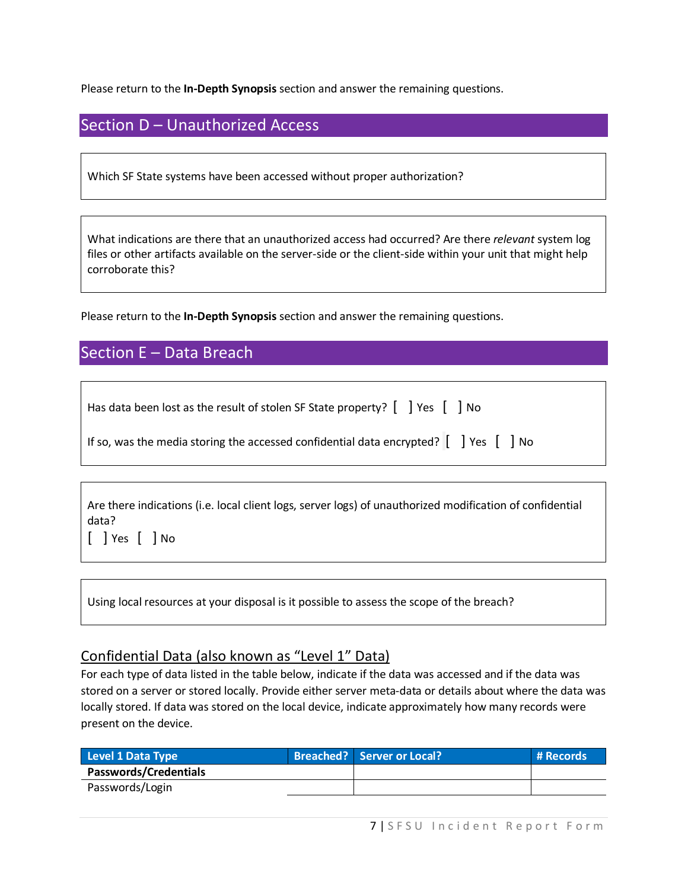Please return to the **In-Depth Synopsis** section and answer the remaining questions.

## Section D – Unauthorized Access

Which SF State systems have been accessed without proper authorization?

What indications are there that an unauthorized access had occurred? Are there *relevant* system log files or other artifacts available on the server-side or the client-side within your unit that might help corroborate this?

Please return to the **In-Depth Synopsis** section and answer the remaining questions.

## Section E – Data Breach

Has data been lost as the result of stolen SF State property? [ ] Yes [ ] No

If so, was the media storing the accessed confidential data encrypted? [ ] Yes [ ] No

Are there indications (i.e. local client logs, server logs) of unauthorized modification of confidential data?
[ ] Yes [ ] No

Using local resources at your disposal is it possible to assess the scope of the breach?

### Confidential Data (also known as "Level 1" Data)

For each type of data listed in the table below, indicate if the data was accessed and if the data was stored on a server or stored locally. Provide either server meta-data or details about where the data was locally stored. If data was stored on the local device, indicate approximately how many records were present on the device.

| Level 1 Data Type | Breached? | Server or Local? | # Records |
|---|---|---|---|
| **Passwords/Credentials** | | | |
| Passwords/Login | | | |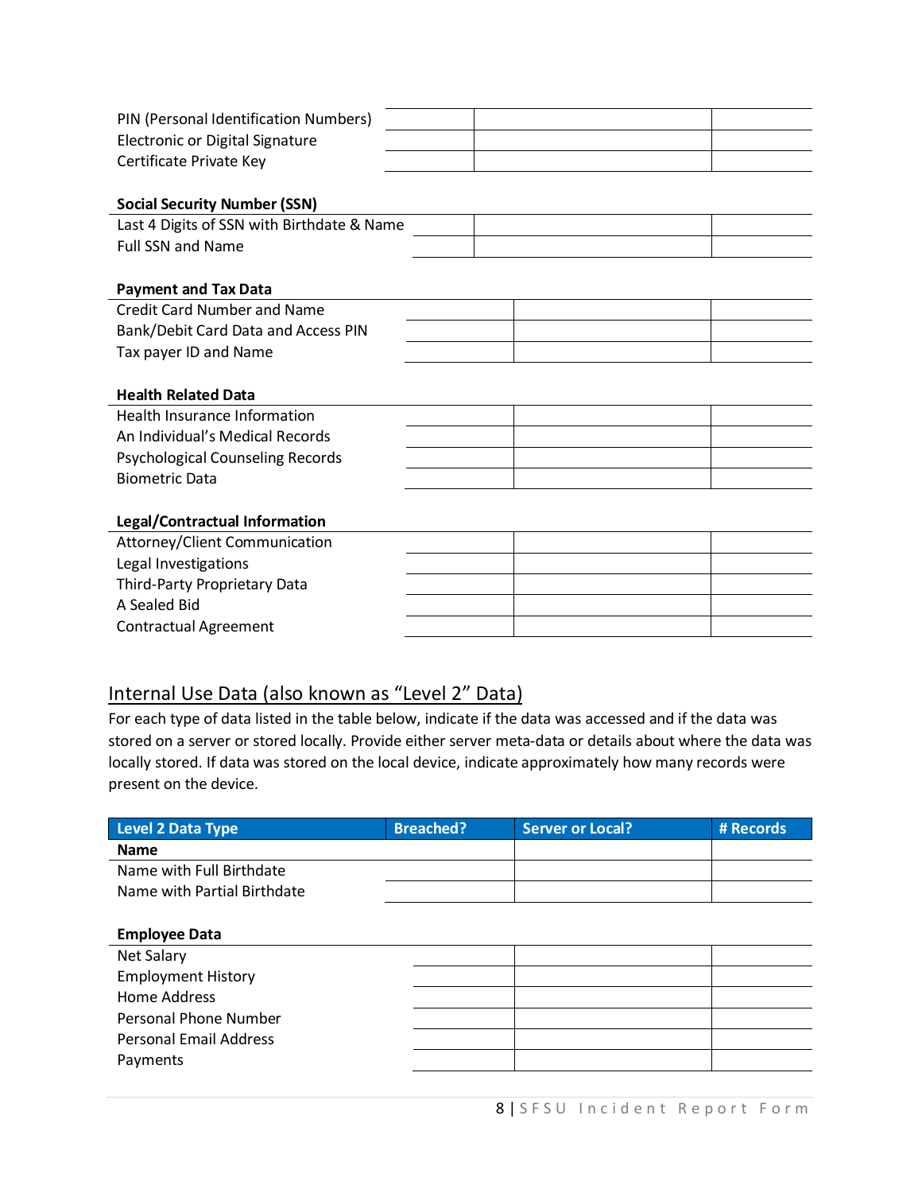| | | | |
|---|---|---|---|
| PIN (Personal Identification Numbers) | | | |
| Electronic or Digital Signature | | | |
| Certificate Private Key | | | |
| **Social Security Number (SSN)** | | | |
| Last 4 Digits of SSN with Birthdate & Name | | | |
| Full SSN and Name | | | |
| **Payment and Tax Data** | | | |
| Credit Card Number and Name | | | |
| Bank/Debit Card Data and Access PIN | | | |
| Tax payer ID and Name | | | |
| **Health Related Data** | | | |
| Health Insurance Information | | | |
| An Individual's Medical Records | | | |
| Psychological Counseling Records | | | |
| Biometric Data | | | |
| **Legal/Contractual Information** | | | |
| Attorney/Client Communication | | | |
| Legal Investigations | | | |
| Third-Party Proprietary Data | | | |
| A Sealed Bid | | | |
| Contractual Agreement | | | |

## Internal Use Data (also known as "Level 2" Data)

For each type of data listed in the table below, indicate if the data was accessed and if the data was stored on a server or stored locally. Provide either server meta-data or details about where the data was locally stored. If data was stored on the local device, indicate approximately how many records were present on the device.

| Level 2 Data Type | Breached? | Server or Local? | # Records |
|---|---|---|---|
| **Name** | | | |
| Name with Full Birthdate | | | |
| Name with Partial Birthdate | | | |
| **Employee Data** | | | |
| Net Salary | | | |
| Employment History | | | |
| Home Address | | | |
| Personal Phone Number | | | |
| Personal Email Address | | | |
| Payments | | | |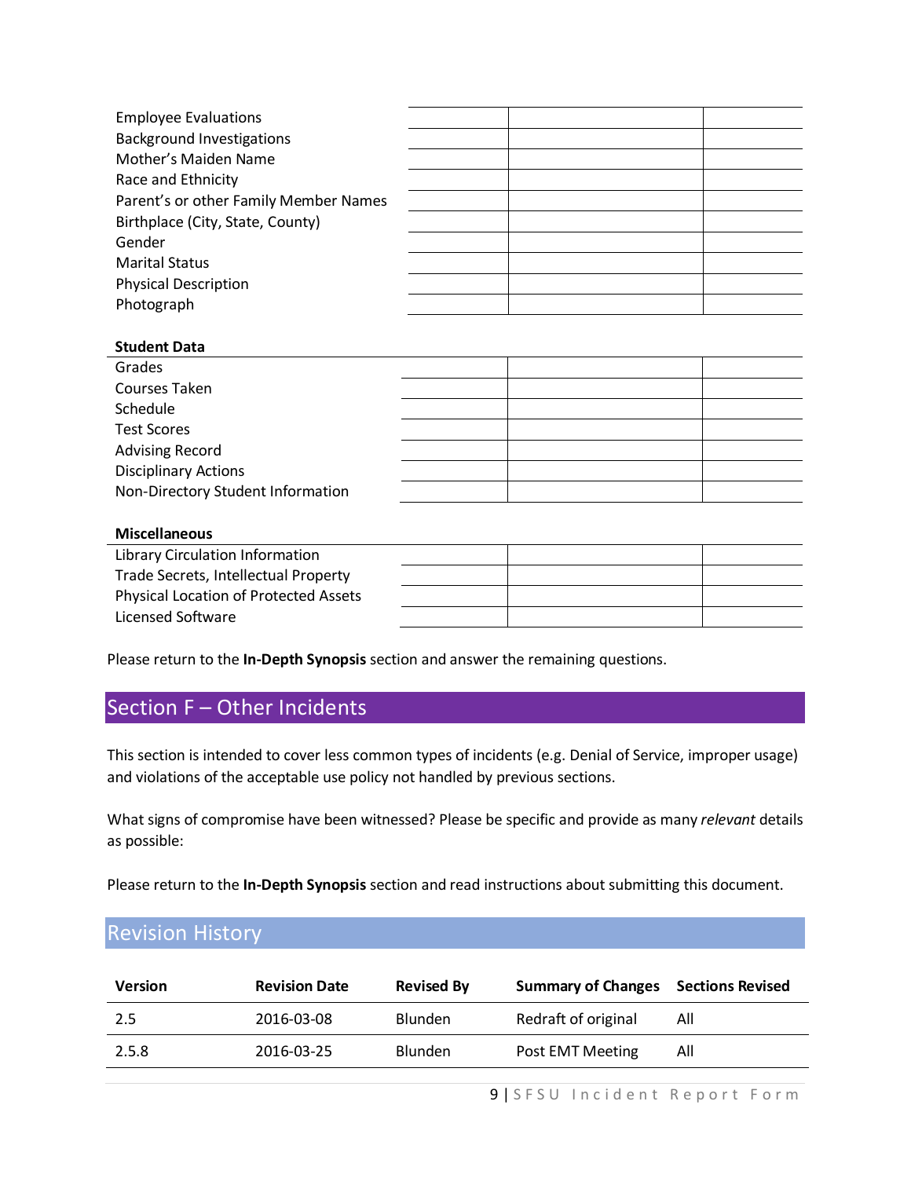| | | | |
|---|---|---|---|
| Employee Evaluations | | | |
| Background Investigations | | | |
| Mother's Maiden Name | | | |
| Race and Ethnicity | | | |
| Parent's or other Family Member Names | | | |
| Birthplace (City, State, County) | | | |
| Gender | | | |
| Marital Status | | | |
| Physical Description | | | |
| Photograph | | | |

| **Student Data** | | | |
|---|---|---|---|
| Grades | | | |
| Courses Taken | | | |
| Schedule | | | |
| Test Scores | | | |
| Advising Record | | | |
| Disciplinary Actions | | | |
| Non-Directory Student Information | | | |

| **Miscellaneous** | | | |
|---|---|---|---|
| Library Circulation Information | | | |
| Trade Secrets, Intellectual Property | | | |
| Physical Location of Protected Assets | | | |
| Licensed Software | | | |

Please return to the **In-Depth Synopsis** section and answer the remaining questions.

## Section F – Other Incidents

This section is intended to cover less common types of incidents (e.g. Denial of Service, improper usage) and violations of the acceptable use policy not handled by previous sections.

What signs of compromise have been witnessed? Please be specific and provide as many *relevant* details as possible:

Please return to the **In-Depth Synopsis** section and read instructions about submitting this document.

## Revision History

| Version | Revision Date | Revised By | Summary of Changes | Sections Revised |
|---|---|---|---|---|
| 2.5 | 2016-03-08 | Blunden | Redraft of original | All |
| 2.5.8 | 2016-03-25 | Blunden | Post EMT Meeting | All |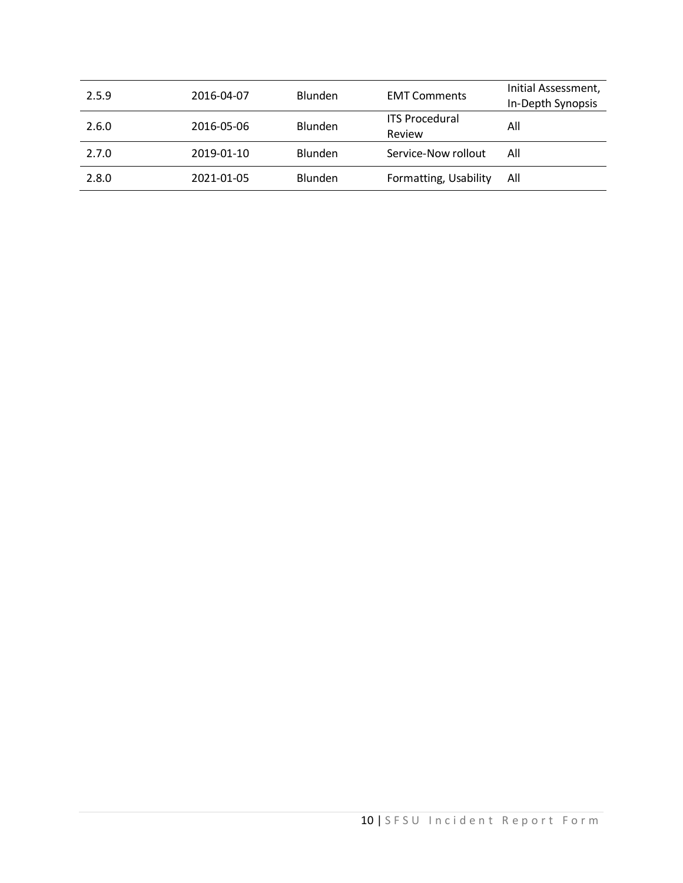| | | | | |
|---|---|---|---|---|
| 2.5.9 | 2016-04-07 | Blunden | EMT Comments | Initial Assessment, In-Depth Synopsis |
| 2.6.0 | 2016-05-06 | Blunden | ITS Procedural Review | All |
| 2.7.0 | 2019-01-10 | Blunden | Service-Now rollout | All |
| 2.8.0 | 2021-01-05 | Blunden | Formatting, Usability | All |